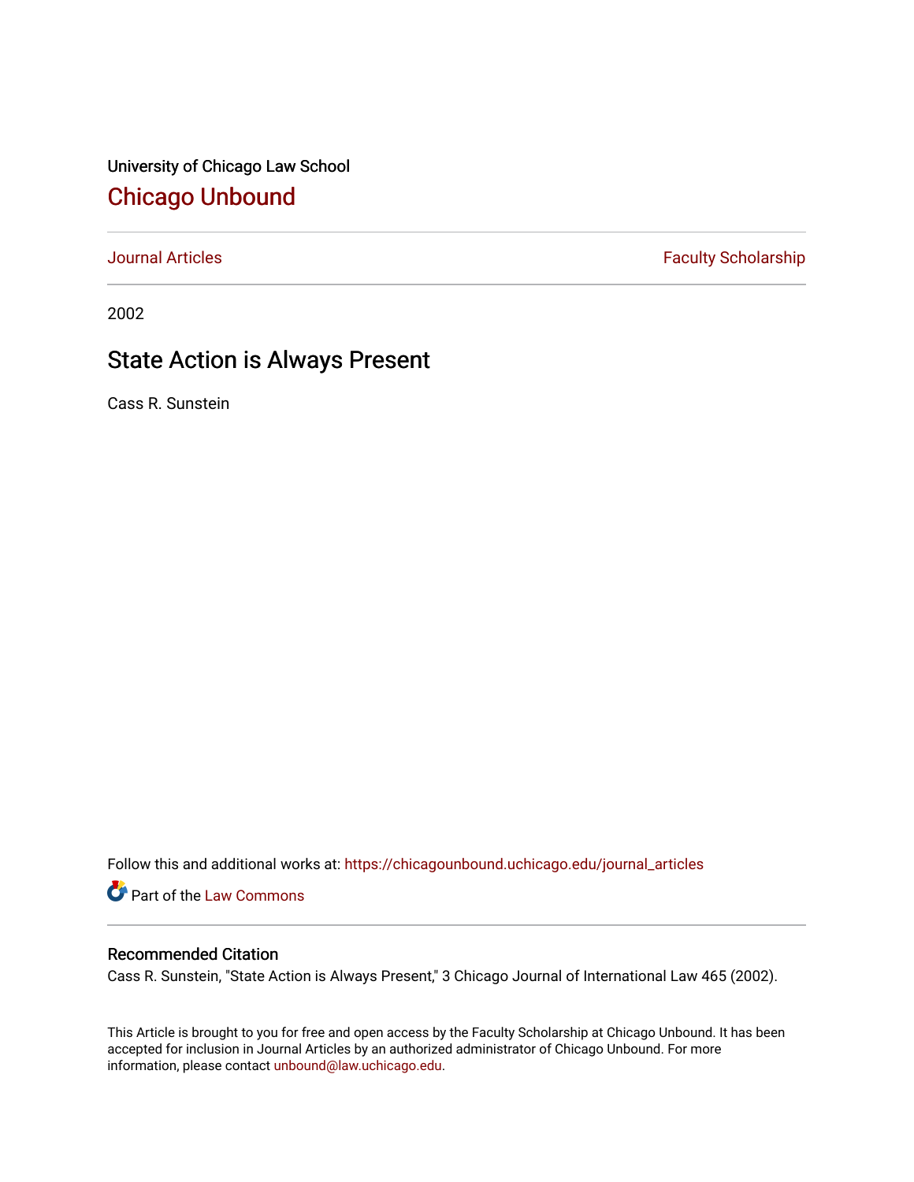University of Chicago Law School

## Chicago Unbound

Journal Articles | Faculty Scholarship

2002

# State Action is Always Present

Cass R. Sunstein

Follow this and additional works at: https://chicagounbound.uchicago.edu/journal_articles

Part of the Law Commons

### Recommended Citation

Cass R. Sunstein, "State Action is Always Present," 3 Chicago Journal of International Law 465 (2002).

This Article is brought to you for free and open access by the Faculty Scholarship at Chicago Unbound. It has been accepted for inclusion in Journal Articles by an authorized administrator of Chicago Unbound. For more information, please contact unbound@law.uchicago.edu.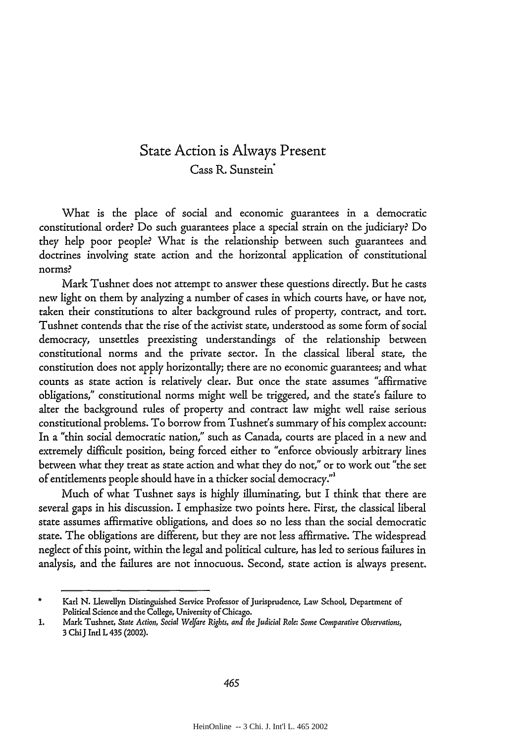# State Action is Always Present

Cass R. Sunstein*

What is the place of social and economic guarantees in a democratic constitutional order? Do such guarantees place a special strain on the judiciary? Do they help poor people? What is the relationship between such guarantees and doctrines involving state action and the horizontal application of constitutional norms?

Mark Tushnet does not attempt to answer these questions directly. But he casts new light on them by analyzing a number of cases in which courts have, or have not, taken their constitutions to alter background rules of property, contract, and tort. Tushnet contends that the rise of the activist state, understood as some form of social democracy, unsettles preexisting understandings of the relationship between constitutional norms and the private sector. In the classical liberal state, the constitution does not apply horizontally; there are no economic guarantees; and what counts as state action is relatively clear. But once the state assumes "affirmative obligations," constitutional norms might well be triggered, and the state's failure to alter the background rules of property and contract law might well raise serious constitutional problems. To borrow from Tushnet's summary of his complex account: In a "thin social democratic nation," such as Canada, courts are placed in a new and extremely difficult position, being forced either to "enforce obviously arbitrary lines between what they treat as state action and what they do not," or to work out "the set of entitlements people should have in a thicker social democracy."[1]

Much of what Tushnet says is highly illuminating, but I think that there are several gaps in his discussion. I emphasize two points here. First, the classical liberal state assumes affirmative obligations, and does so no less than the social democratic state. The obligations are different, but they are not less affirmative. The widespread neglect of this point, within the legal and political culture, has led to serious failures in analysis, and the failures are not innocuous. Second, state action is always present.

---

\* Karl N. Llewellyn Distinguished Service Professor of Jurisprudence, Law School, Department of Political Science and the College, University of Chicago.

1. Mark Tushnet, *State Action, Social Welfare Rights, and the Judicial Role: Some Comparative Observations*, 3 Chi J Intl L 435 (2002).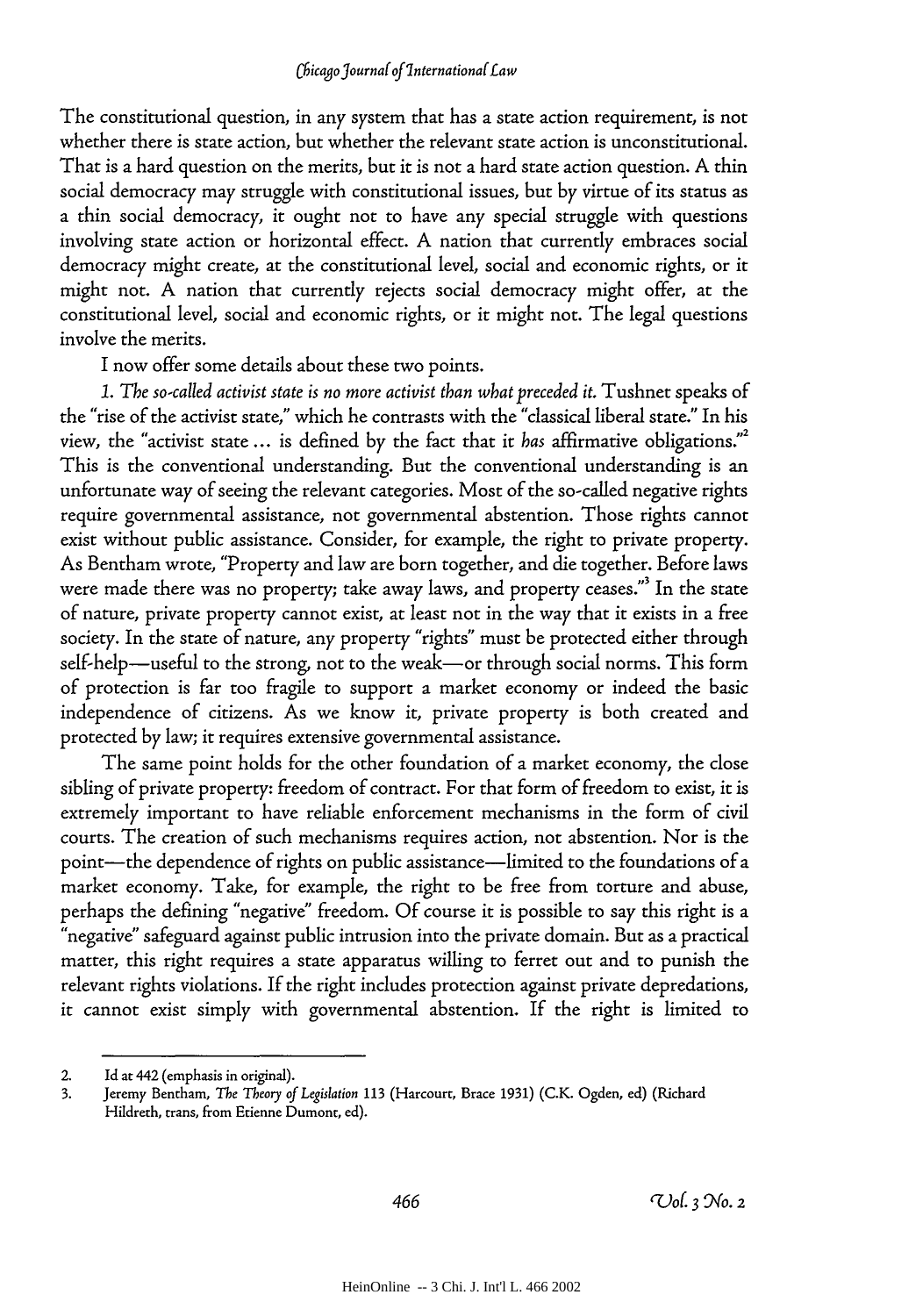The constitutional question, in any system that has a state action requirement, is not whether there is state action, but whether the relevant state action is unconstitutional. That is a hard question on the merits, but it is not a hard state action question. A thin social democracy may struggle with constitutional issues, but by virtue of its status as a thin social democracy, it ought not to have any special struggle with questions involving state action or horizontal effect. A nation that currently embraces social democracy might create, at the constitutional level, social and economic rights, or it might not. A nation that currently rejects social democracy might offer, at the constitutional level, social and economic rights, or it might not. The legal questions involve the merits.

I now offer some details about these two points.

*1. The so-called activist state is no more activist than what preceded it.* Tushnet speaks of the "rise of the activist state," which he contrasts with the "classical liberal state." In his view, the "activist state ... is defined by the fact that it *has* affirmative obligations."[2] This is the conventional understanding. But the conventional understanding is an unfortunate way of seeing the relevant categories. Most of the so-called negative rights require governmental assistance, not governmental abstention. Those rights cannot exist without public assistance. Consider, for example, the right to private property. As Bentham wrote, "Property and law are born together, and die together. Before laws were made there was no property; take away laws, and property ceases."[3] In the state of nature, private property cannot exist, at least not in the way that it exists in a free society. In the state of nature, any property "rights" must be protected either through self-help—useful to the strong, not to the weak—or through social norms. This form of protection is far too fragile to support a market economy or indeed the basic independence of citizens. As we know it, private property is both created and protected by law; it requires extensive governmental assistance.

The same point holds for the other foundation of a market economy, the close sibling of private property: freedom of contract. For that form of freedom to exist, it is extremely important to have reliable enforcement mechanisms in the form of civil courts. The creation of such mechanisms requires action, not abstention. Nor is the point—the dependence of rights on public assistance—limited to the foundations of a market economy. Take, for example, the right to be free from torture and abuse, perhaps the defining "negative" freedom. Of course it is possible to say this right is a "negative" safeguard against public intrusion into the private domain. But as a practical matter, this right requires a state apparatus willing to ferret out and to punish the relevant rights violations. If the right includes protection against private depredations, it cannot exist simply with governmental abstention. If the right is limited to

---

2. Id at 442 (emphasis in original).
3. Jeremy Bentham, *The Theory of Legislation* 113 (Harcourt, Brace 1931) (C.K. Ogden, ed) (Richard Hildreth, trans, from Etienne Dumont, ed).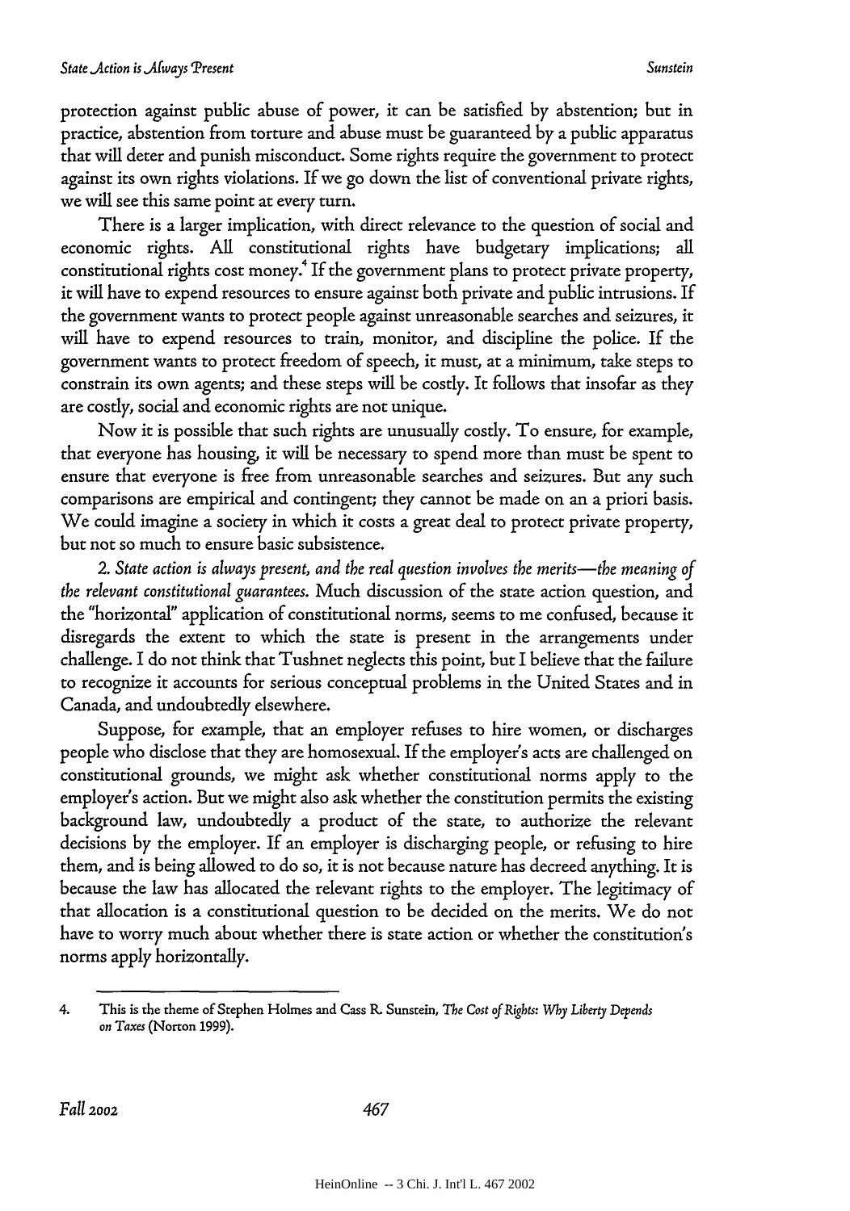protection against public abuse of power, it can be satisfied by abstention; but in practice, abstention from torture and abuse must be guaranteed by a public apparatus that will deter and punish misconduct. Some rights require the government to protect against its own rights violations. If we go down the list of conventional private rights, we will see this same point at every turn.

There is a larger implication, with direct relevance to the question of social and economic rights. All constitutional rights have budgetary implications; all constitutional rights cost money.[4] If the government plans to protect private property, it will have to expend resources to ensure against both private and public intrusions. If the government wants to protect people against unreasonable searches and seizures, it will have to expend resources to train, monitor, and discipline the police. If the government wants to protect freedom of speech, it must, at a minimum, take steps to constrain its own agents; and these steps will be costly. It follows that insofar as they are costly, social and economic rights are not unique.

Now it is possible that such rights are unusually costly. To ensure, for example, that everyone has housing, it will be necessary to spend more than must be spent to ensure that everyone is free from unreasonable searches and seizures. But any such comparisons are empirical and contingent; they cannot be made on an a priori basis. We could imagine a society in which it costs a great deal to protect private property, but not so much to ensure basic subsistence.

*2. State action is always present, and the real question involves the merits—the meaning of the relevant constitutional guarantees.* Much discussion of the state action question, and the "horizontal" application of constitutional norms, seems to me confused, because it disregards the extent to which the state is present in the arrangements under challenge. I do not think that Tushnet neglects this point, but I believe that the failure to recognize it accounts for serious conceptual problems in the United States and in Canada, and undoubtedly elsewhere.

Suppose, for example, that an employer refuses to hire women, or discharges people who disclose that they are homosexual. If the employer's acts are challenged on constitutional grounds, we might ask whether constitutional norms apply to the employer's action. But we might also ask whether the constitution permits the existing background law, undoubtedly a product of the state, to authorize the relevant decisions by the employer. If an employer is discharging people, or refusing to hire them, and is being allowed to do so, it is not because nature has decreed anything. It is because the law has allocated the relevant rights to the employer. The legitimacy of that allocation is a constitutional question to be decided on the merits. We do not have to worry much about whether there is state action or whether the constitution's norms apply horizontally.

---

4. This is the theme of Stephen Holmes and Cass R. Sunstein, *The Cost of Rights: Why Liberty Depends on Taxes* (Norton 1999).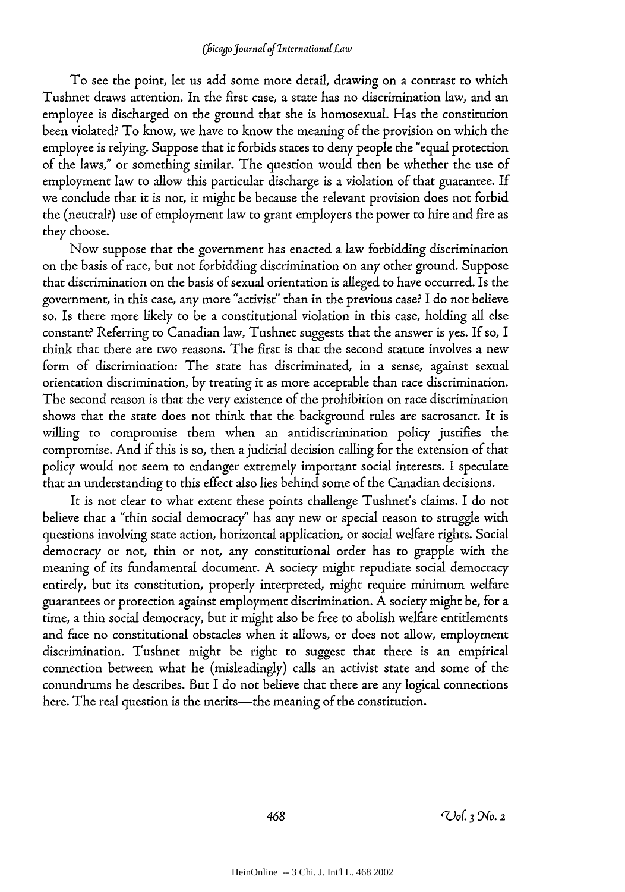To see the point, let us add some more detail, drawing on a contrast to which Tushnet draws attention. In the first case, a state has no discrimination law, and an employee is discharged on the ground that she is homosexual. Has the constitution been violated? To know, we have to know the meaning of the provision on which the employee is relying. Suppose that it forbids states to deny people the "equal protection of the laws," or something similar. The question would then be whether the use of employment law to allow this particular discharge is a violation of that guarantee. If we conclude that it is not, it might be because the relevant provision does not forbid the (neutral?) use of employment law to grant employers the power to hire and fire as they choose.

Now suppose that the government has enacted a law forbidding discrimination on the basis of race, but not forbidding discrimination on any other ground. Suppose that discrimination on the basis of sexual orientation is alleged to have occurred. Is the government, in this case, any more "activist" than in the previous case? I do not believe so. Is there more likely to be a constitutional violation in this case, holding all else constant? Referring to Canadian law, Tushnet suggests that the answer is yes. If so, I think that there are two reasons. The first is that the second statute involves a new form of discrimination: The state has discriminated, in a sense, against sexual orientation discrimination, by treating it as more acceptable than race discrimination. The second reason is that the very existence of the prohibition on race discrimination shows that the state does not think that the background rules are sacrosanct. It is willing to compromise them when an antidiscrimination policy justifies the compromise. And if this is so, then a judicial decision calling for the extension of that policy would not seem to endanger extremely important social interests. I speculate that an understanding to this effect also lies behind some of the Canadian decisions.

It is not clear to what extent these points challenge Tushnet's claims. I do not believe that a "thin social democracy" has any new or special reason to struggle with questions involving state action, horizontal application, or social welfare rights. Social democracy or not, thin or not, any constitutional order has to grapple with the meaning of its fundamental document. A society might repudiate social democracy entirely, but its constitution, properly interpreted, might require minimum welfare guarantees or protection against employment discrimination. A society might be, for a time, a thin social democracy, but it might also be free to abolish welfare entitlements and face no constitutional obstacles when it allows, or does not allow, employment discrimination. Tushnet might be right to suggest that there is an empirical connection between what he (misleadingly) calls an activist state and some of the conundrums he describes. But I do not believe that there are any logical connections here. The real question is the merits—the meaning of the constitution.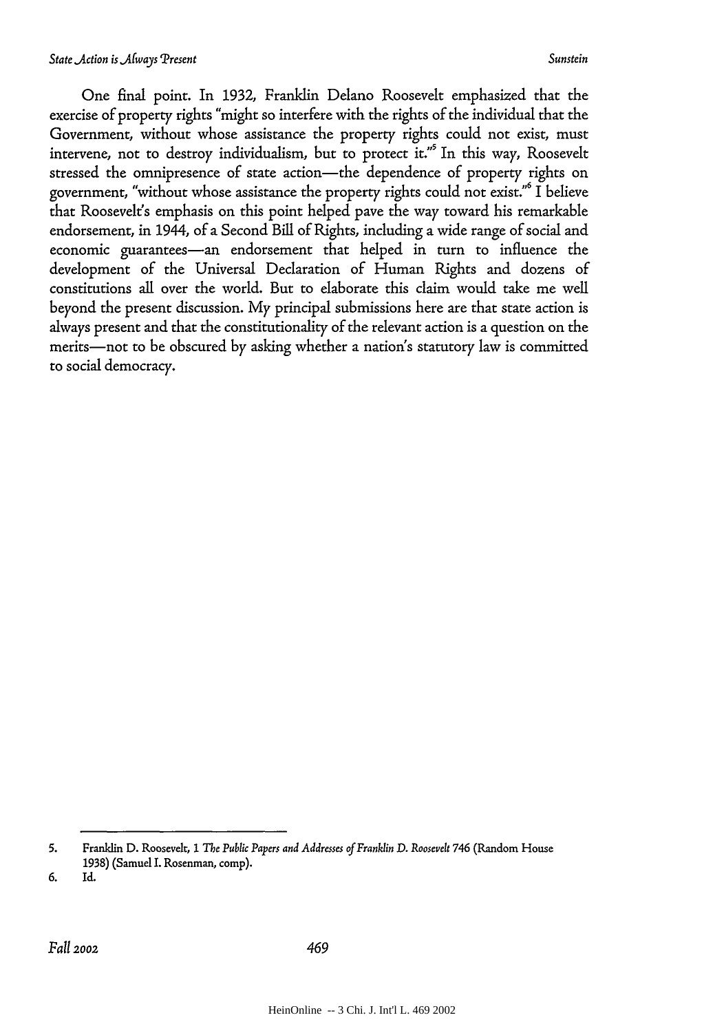One final point. In 1932, Franklin Delano Roosevelt emphasized that the exercise of property rights "might so interfere with the rights of the individual that the Government, without whose assistance the property rights could not exist, must intervene, not to destroy individualism, but to protect it."[5] In this way, Roosevelt stressed the omnipresence of state action—the dependence of property rights on government, "without whose assistance the property rights could not exist."[6] I believe that Roosevelt's emphasis on this point helped pave the way toward his remarkable endorsement, in 1944, of a Second Bill of Rights, including a wide range of social and economic guarantees—an endorsement that helped in turn to influence the development of the Universal Declaration of Human Rights and dozens of constitutions all over the world. But to elaborate this claim would take me well beyond the present discussion. My principal submissions here are that state action is always present and that the constitutionality of the relevant action is a question on the merits—not to be obscured by asking whether a nation's statutory law is committed to social democracy.

---

5. Franklin D. Roosevelt, 1 *The Public Papers and Addresses of Franklin D. Roosevelt* 746 (Random House 1938) (Samuel I. Rosenman, comp).
6. Id.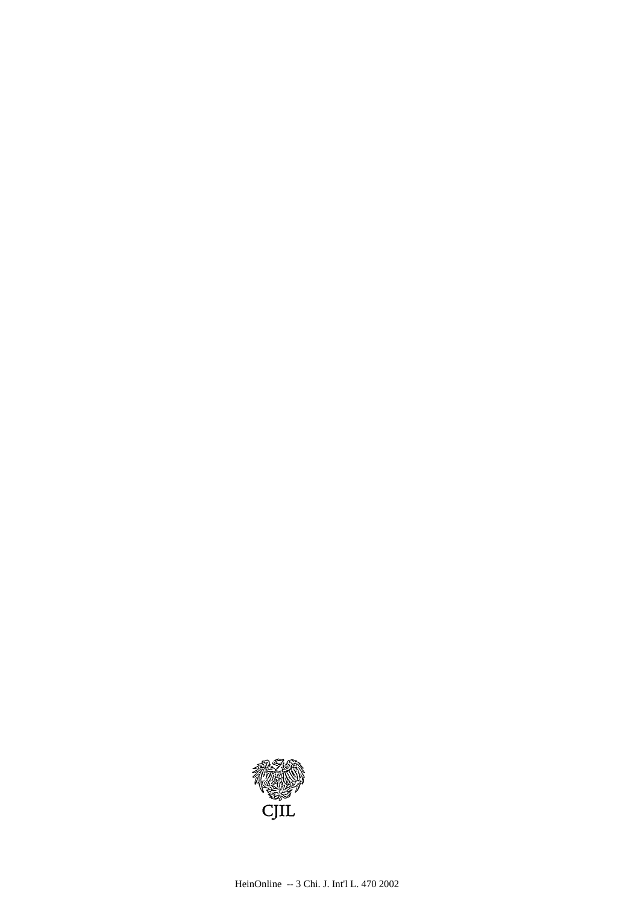CJIL